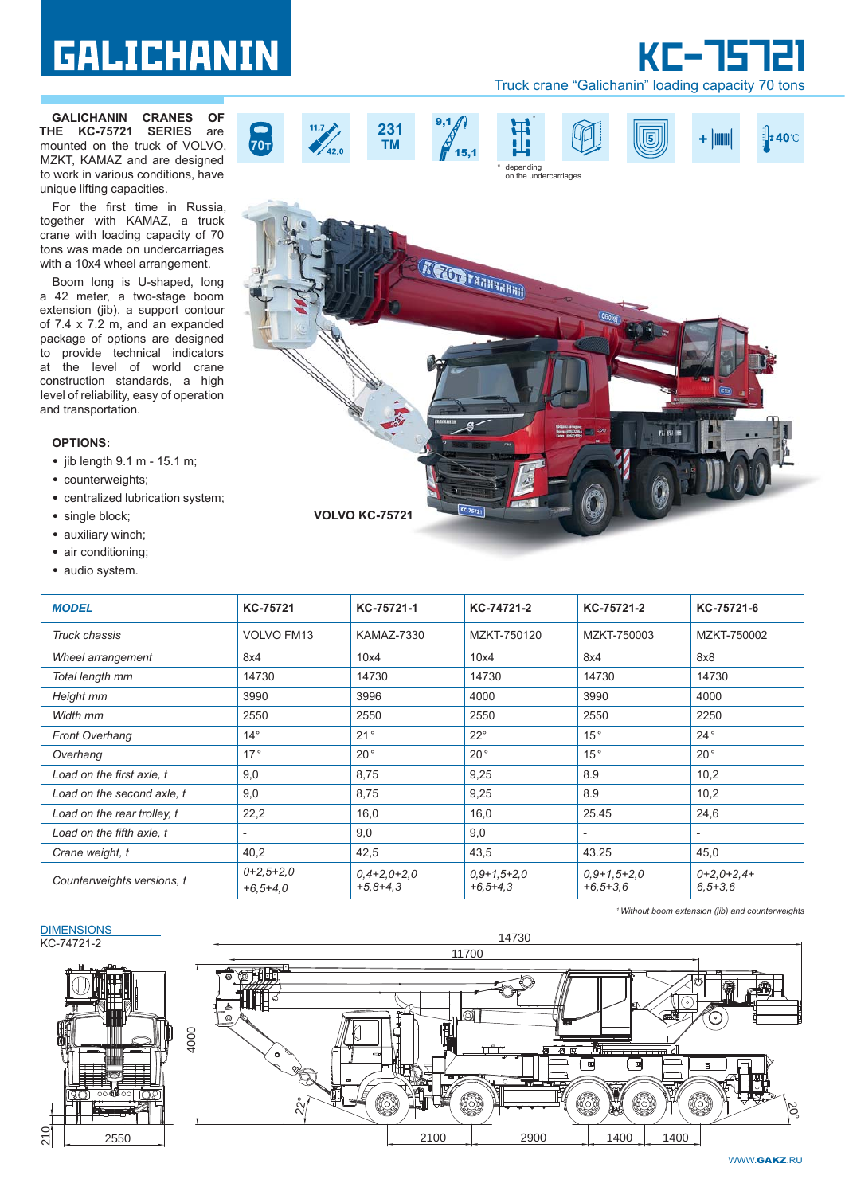# GALICHANIN

# КС-75721

Truck crane "Galichanin" loading capacity 70 tons

70т | 11,7 / 42,0 | 231 TM | 9,1 / 15,1 | * depending on the undercarriages | ±40°C

**GALICHANIN CRANES OF THE KC-75721 SERIES** are mounted on the truck of VOLVO, MZKT, KAMAZ and are designed to work in various conditions, have unique lifting capacities.

For the first time in Russia, together with KAMAZ, a truck crane with loading capacity of 70 tons was made on undercarriages with a 10x4 wheel arrangement.

Boom long is U-shaped, long a 42 meter, a two-stage boom extension (jib), a support contour of 7.4 x 7.2 m, and an expanded package of options are designed to provide technical indicators at the level of world crane construction standards, a high level of reliability, easy of operation and transportation.

**OPTIONS:**

- jib length 9.1 m - 15.1 m;
- counterweights;
- centralized lubrication system;
- single block;
- auxiliary winch;
- air conditioning;
- audio system.

**VOLVO KC-75721**

| *MODEL* | KC-75721 | KC-75721-1 | KC-74721-2 | KC-75721-2 | KC-75721-6 |
|---|---|---|---|---|---|
| *Truck chassis* | VOLVO FM13 | KAMAZ-7330 | MZKT-750120 | MZKT-750003 | MZKT-750002 |
| *Wheel arrangement* | 8x4 | 10x4 | 10x4 | 8x4 | 8x8 |
| *Total length mm* | 14730 | 14730 | 14730 | 14730 | 14730 |
| *Height mm* | 3990 | 3996 | 4000 | 3990 | 4000 |
| *Width mm* | 2550 | 2550 | 2550 | 2550 | 2250 |
| *Front Overhang* | 14° | 21° | 22° | 15° | 24° |
| *Overhang* | 17° | 20° | 20° | 15° | 20° |
| *Load on the first axle, t* | 9,0 | 8,75 | 9,25 | 8.9 | 10,2 |
| *Load on the second axle, t* | 9,0 | 8,75 | 9,25 | 8.9 | 10,2 |
| *Load on the rear trolley, t* | 22,2 | 16,0 | 16,0 | 25.45 | 24,6 |
| *Load on the fifth axle, t* | - | 9,0 | 9,0 | - | - |
| *Crane weight, t* | 40,2 | 42,5 | 43,5 | 43.25 | 45,0 |
| *Counterweights versions, t* | *0+2,5+2,0 +6,5+4,0* | *0,4+2,0+2,0 +5,8+4,3* | *0,9+1,5+2,0 +6,5+4,3* | *0,9+1,5+2,0 +6,5+3,6* | *0+2,0+2,4+ 6,5+3,6* |

*[1] Without boom extension (jib) and counterweights*

DIMENSIONS

KC-74721-2

14730 | 11700 | 4000 | 210 | 2550 | 22° | 20° | 2100 | 2900 | 1400 | 1400

WWW.GAKZ.RU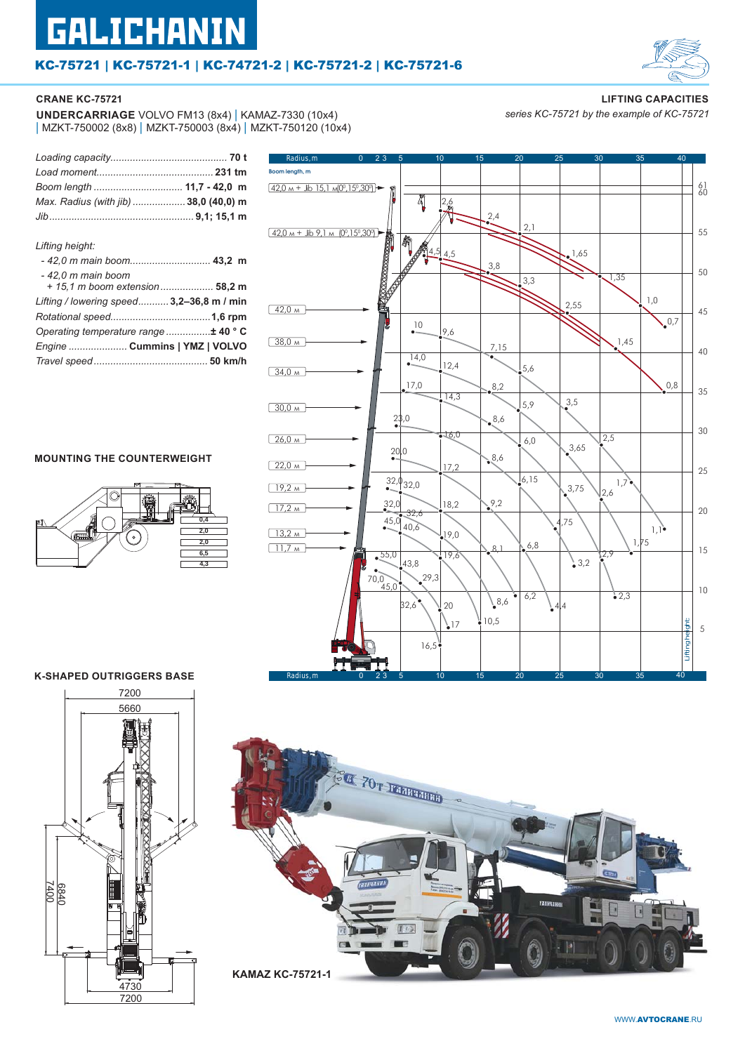# GALICHANIN

## KC-75721 | KC-75721-1 | KC-74721-2 | KC-75721-2 | KC-75721-6

**CRANE KC-75721**

**UNDERCARRIAGE** VOLVO FM13 (8x4) | KAMAZ-7330 (10x4) | MZKT-750002 (8x8) | MZKT-750003 (8x4) | MZKT-750120 (10x4)

**LIFTING CAPACITIES**

*series KC-75721 by the example of KC-75721*

*Loading capacity* .......................................... **70 t**
*Load moment* .......................................... **231 tm**
*Boom length* ................................ **11,7 - 42,0 m**
*Max. Radius (with jib)* ................... **38,0 (40,0) m**
*Jib* .................................................... **9,1; 15,1 m**

*Lifting height:*
- *42,0 m main boom* ............................ **43,2 m**
- *42,0 m main boom + 15,1 m boom extension* .................. **58,2 m**

*Lifting / lowering speed* ........... **3,2–36,8 m / min**
*Rotational speed* .................................... **1,6 rpm**
*Operating temperature range* ................ **± 40 ° C**
*Engine* ..................... **Cummins | YMZ | VOLVO**
*Travel speed* ......................................... **50 km/h**

Radius, m: 0 2 3 5 10 15 20 25 30 35 40
Boom length, m
42,0 м + Jib 15,1 м(0°,15°,30°)
42,0 м + Jib 9,1 м (0°,15°,30°)
42,0 м
38,0 м
34,0 м
30,0 м
26,0 м
22,0 м
19,2 м
17,2 м
13,2 м
11,7 м
2,6 2,4 2,1 4,5 4,5 3,8 1,65 3,3 1,35 1,0 2,55 0,7 10 9,6 1,45 7,15 14,0 12,4 5,6 0,8 17,0 8,2 14,3 5,9 3,5 23,0 8,6 16,0 6,0 2,5 20,0 3,65 8,6 17,2 1,7 32,0 32,0 6,15 3,75 2,6 32,0 18,2 9,2 32,6 45,0 40,6 4,75 19,0 1,1 55,0 8,1 6,8 1,75 43,8 19,6 2,9 3,2 70,0 29,3 45,0 6,2 2,3 32,6 8,6 4,4 20 10,5 17 16,5
Lifting height: 61 60 55 50 45 40 35 30 25 20 15 10 5
Radius, m: 0 2 3 5 10 15 20 25 30 35 40

**MOUNTING THE COUNTERWEIGHT**

0,4
2,0
2,0
6,5
4,3

**K-SHAPED OUTRIGGERS BASE**

7200
5660
7400
6840
4730
7200

**KAMAZ KC-75721-1**

WWW.AVTOCRANE.RU